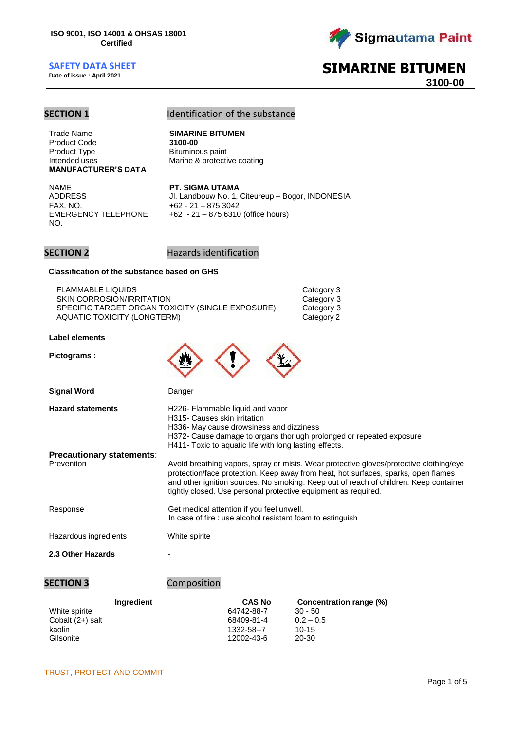**ISO 9001, ISO 14001 & OHSAS 18001 Certified**

**SAFETY DATA SHEET**
**Date of issue : April 2021**

# SIMARINE BITUMEN
**3100-00**

## SECTION 1 Identification of the substance

| | |
|---|---|
| Trade Name | **SIMARINE BITUMEN** |
| Product Code | **3100-00** |
| Product Type | Bituminous paint |
| Intended uses | Marine & protective coating |

**MANUFACTURER'S DATA**

| | |
|---|---|
| NAME | **PT. SIGMA UTAMA** |
| ADDRESS | Jl. Landbouw No. 1, Citeureup – Bogor, INDONESIA |
| FAX. NO. | +62 - 21 – 875 3042 |
| EMERGENCY TELEPHONE NO. | +62 - 21 – 875 6310 (office hours) |

## SECTION 2 Hazards identification

**Classification of the substance based on GHS**

| | |
|---|---|
| FLAMMABLE LIQUIDS | Category 3 |
| SKIN CORROSION/IRRITATION | Category 3 |
| SPECIFIC TARGET ORGAN TOXICITY (SINGLE EXPOSURE) | Category 3 |
| AQUATIC TOXICITY (LONGTERM) | Category 2 |

**Label elements**

**Pictograms :**

**Signal Word** Danger

**Hazard statements**

H226- Flammable liquid and vapor
H315- Causes skin irritation
H336- May cause drowsiness and dizziness
H372- Cause damage to organs thoriugh prolonged or repeated exposure
H411- Toxic to aquatic life with long lasting effects.

**Precautionary statements**:

Prevention: Avoid breathing vapors, spray or mists. Wear protective gloves/protective clothing/eye protection/face protection. Keep away from heat, hot surfaces, sparks, open flames and other ignition sources. No smoking. Keep out of reach of children. Keep container tightly closed. Use personal protective equipment as required.

Response: Get medical attention if you feel unwell.
In case of fire : use alcohol resistant foam to estinguish

Hazardous ingredients: White spirite

**2.3 Other Hazards** -

## SECTION 3 Composition

| Ingredient | CAS No | Concentration range (%) |
|---|---|---|
| White spirite | 64742-88-7 | 30 - 50 |
| Cobalt (2+) salt | 68409-81-4 | 0.2 – 0.5 |
| kaolin | 1332-58--7 | 10-15 |
| Gilsonite | 12002-43-6 | 20-30 |

TRUST, PROTECT AND COMMIT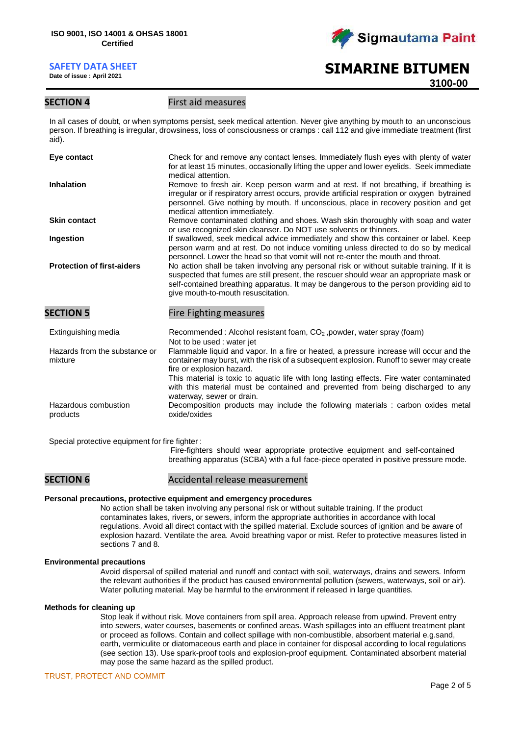## SECTION 4 First aid measures

In all cases of doubt, or when symptoms persist, seek medical attention. Never give anything by mouth to an unconscious person. If breathing is irregular, drowsiness, loss of consciousness or cramps : call 112 and give immediate treatment (first aid).

| | |
|---|---|
| **Eye contact** | Check for and remove any contact lenses. Immediately flush eyes with plenty of water for at least 15 minutes, occasionally lifting the upper and lower eyelids. Seek immediate medical attention. |
| **Inhalation** | Remove to fresh air. Keep person warm and at rest. If not breathing, if breathing is irregular or if respiratory arrest occurs, provide artificial respiration or oxygen bytrained personnel. Give nothing by mouth. If unconscious, place in recovery position and get medical attention immediately. |
| **Skin contact** | Remove contaminated clothing and shoes. Wash skin thoroughly with soap and water or use recognized skin cleanser. Do NOT use solvents or thinners. |
| **Ingestion** | If swallowed, seek medical advice immediately and show this container or label. Keep person warm and at rest. Do not induce vomiting unless directed to do so by medical personnel. Lower the head so that vomit will not re-enter the mouth and throat. |
| **Protection of first-aiders** | No action shall be taken involving any personal risk or without suitable training. If it is suspected that fumes are still present, the rescuer should wear an appropriate mask or self-contained breathing apparatus. It may be dangerous to the person providing aid to give mouth-to-mouth resuscitation. |

## SECTION 5 Fire Fighting measures

| | |
|---|---|
| Extinguishing media | Recommended : Alcohol resistant foam, $CO_2$ ,powder, water spray (foam)<br>Not to be used : water jet |
| Hazards from the substance or mixture | Flammable liquid and vapor. In a fire or heated, a pressure increase will occur and the container may burst, with the risk of a subsequent explosion. Runoff to sewer may create fire or explosion hazard.<br>This material is toxic to aquatic life with long lasting effects. Fire water contaminated with this material must be contained and prevented from being discharged to any waterway, sewer or drain. |
| Hazardous combustion products | Decomposition products may include the following materials : carbon oxides metal oxide/oxides |

Special protective equipment for fire fighter :

Fire-fighters should wear appropriate protective equipment and self-contained breathing apparatus (SCBA) with a full face-piece operated in positive pressure mode.

## SECTION 6 Accidental release measurement

**Personal precautions, protective equipment and emergency procedures**

No action shall be taken involving any personal risk or without suitable training. If the product contaminates lakes, rivers, or sewers, inform the appropriate authorities in accordance with local regulations. Avoid all direct contact with the spilled material. Exclude sources of ignition and be aware of explosion hazard. Ventilate the area. Avoid breathing vapor or mist. Refer to protective measures listed in sections 7 and 8.

**Environmental precautions**

Avoid dispersal of spilled material and runoff and contact with soil, waterways, drains and sewers. Inform the relevant authorities if the product has caused environmental pollution (sewers, waterways, soil or air). Water polluting material. May be harmful to the environment if released in large quantities.

**Methods for cleaning up**

Stop leak if without risk. Move containers from spill area. Approach release from upwind. Prevent entry into sewers, water courses, basements or confined areas. Wash spillages into an effluent treatment plant or proceed as follows. Contain and collect spillage with non-combustible, absorbent material e.g.sand, earth, vermiculite or diatomaceous earth and place in container for disposal according to local regulations (see section 13). Use spark-proof tools and explosion-proof equipment. Contaminated absorbent material may pose the same hazard as the spilled product.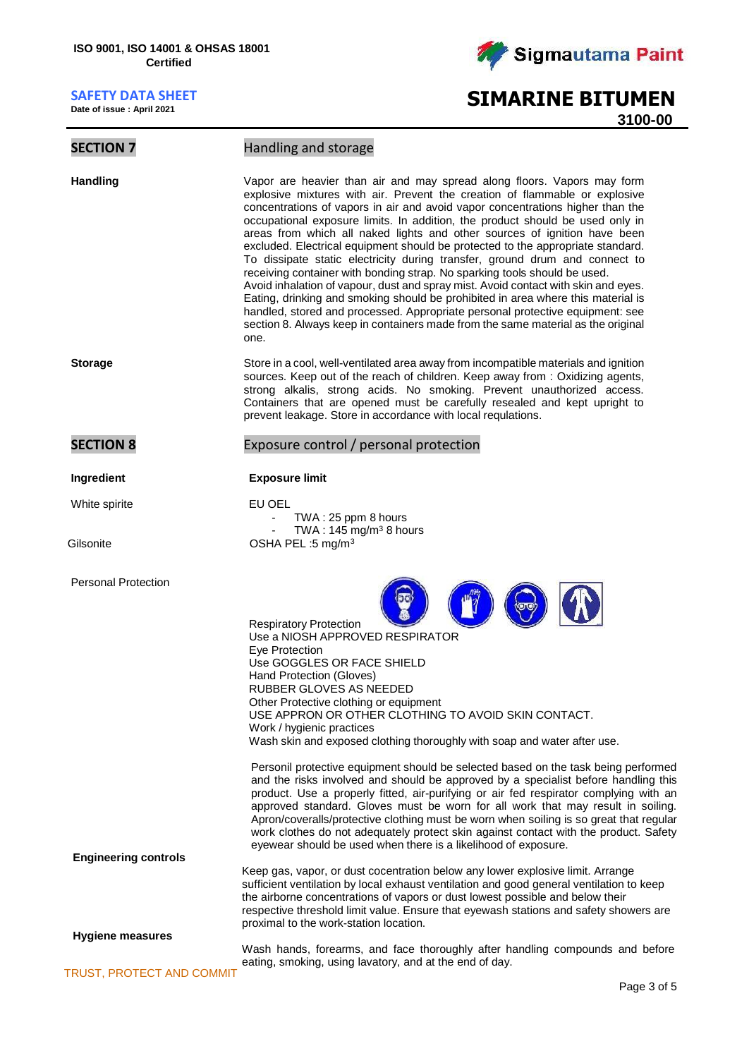## SECTION 7 Handling and storage

**Handling**

Vapor are heavier than air and may spread along floors. Vapors may form explosive mixtures with air. Prevent the creation of flammable or explosive concentrations of vapors in air and avoid vapor concentrations higher than the occupational exposure limits. In addition, the product should be used only in areas from which all naked lights and other sources of ignition have been excluded. Electrical equipment should be protected to the appropriate standard. To dissipate static electricity during transfer, ground drum and connect to receiving container with bonding strap. No sparking tools should be used. Avoid inhalation of vapour, dust and spray mist. Avoid contact with skin and eyes. Eating, drinking and smoking should be prohibited in area where this material is handled, stored and processed. Appropriate personal protective equipment: see section 8. Always keep in containers made from the same material as the original one.

**Storage**

Store in a cool, well-ventilated area away from incompatible materials and ignition sources. Keep out of the reach of children. Keep away from : Oxidizing agents, strong alkalis, strong acids. No smoking. Prevent unauthorized access. Containers that are opened must be carefully resealed and kept upright to prevent leakage. Store in accordance with local requlations.

## SECTION 8 Exposure control / personal protection

| **Ingredient** | **Exposure limit** |
|---|---|
| White spirite | EU OEL<br>- TWA : 25 ppm 8 hours<br>- TWA : 145 mg/m$^3$ 8 hours |
| Gilsonite | OSHA PEL :5 mg/m$^3$ |

**Personal Protection**

Respiratory Protection
Use a NIOSH APPROVED RESPIRATOR
Eye Protection
Use GOGGLES OR FACE SHIELD
Hand Protection (Gloves)
RUBBER GLOVES AS NEEDED
Other Protective clothing or equipment
USE APPRON OR OTHER CLOTHING TO AVOID SKIN CONTACT.
Work / hygienic practices
Wash skin and exposed clothing thoroughly with soap and water after use.

Personil protective equipment should be selected based on the task being performed and the risks involved and should be approved by a specialist before handling this product. Use a properly fitted, air-purifying or air fed respirator complying with an approved standard. Gloves must be worn for all work that may result in soiling. Apron/coveralls/protective clothing must be worn when soiling is so great that regular work clothes do not adequately protect skin against contact with the product. Safety eyewear should be used when there is a likelihood of exposure.

**Engineering controls**

Keep gas, vapor, or dust cocentration below any lower explosive limit. Arrange sufficient ventilation by local exhaust ventilation and good general ventilation to keep the airborne concentrations of vapors or dust lowest possible and below their respective threshold limit value. Ensure that eyewash stations and safety showers are proximal to the work-station location.

**Hygiene measures**

Wash hands, forearms, and face thoroughly after handling compounds and before eating, smoking, using lavatory, and at the end of day.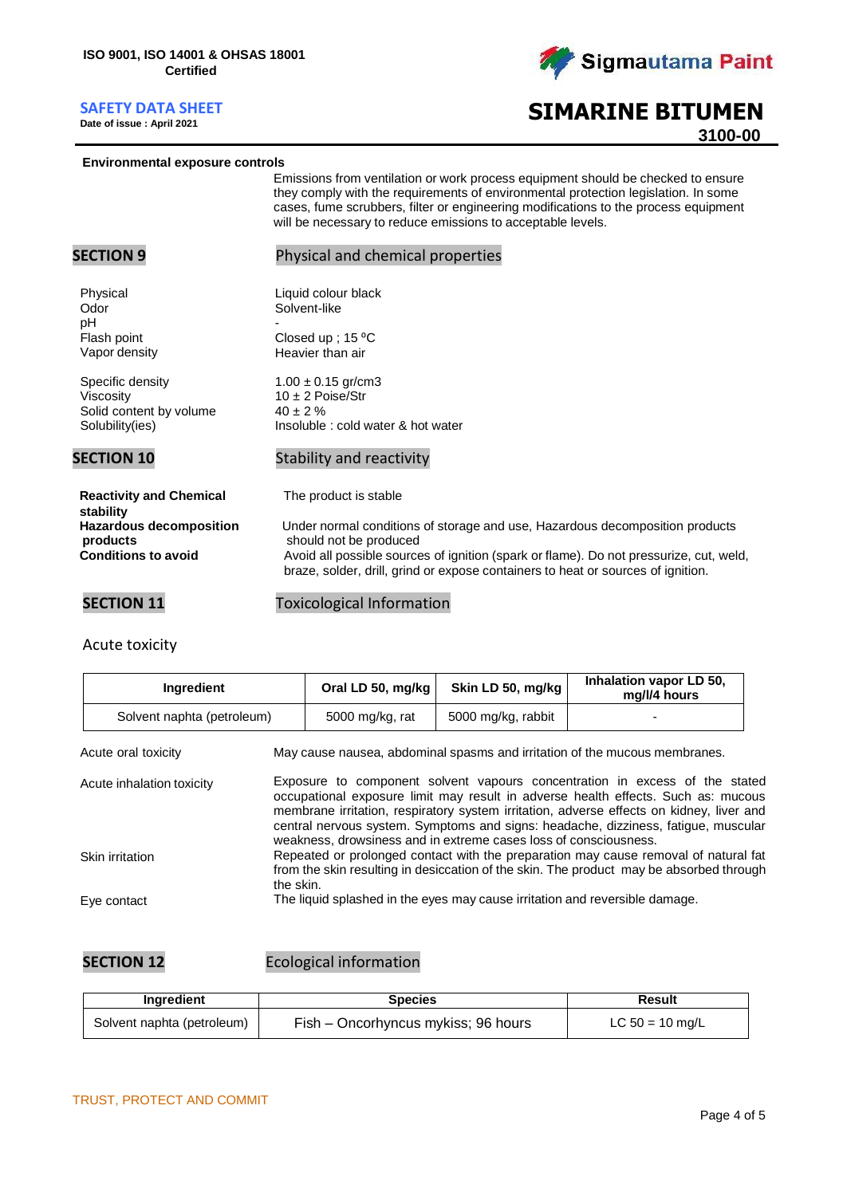**Environmental exposure controls**

Emissions from ventilation or work process equipment should be checked to ensure they comply with the requirements of environmental protection legislation. In some cases, fume scrubbers, filter or engineering modifications to the process equipment will be necessary to reduce emissions to acceptable levels.

## SECTION 9 Physical and chemical properties

| | |
|---|---|
| Physical | Liquid colour black |
| Odor | Solvent-like |
| pH | - |
| Flash point | Closed up ; 15 ºC |
| Vapor density | Heavier than air |
| Specific density | 1.00 ± 0.15 gr/cm3 |
| Viscosity | 10 ± 2 Poise/Str |
| Solid content by volume | 40 ± 2 % |
| Solubility(ies) | Insoluble : cold water & hot water |

## SECTION 10 Stability and reactivity

**Reactivity and Chemical stability**: The product is stable

**Hazardous decomposition products**: Under normal conditions of storage and use, Hazardous decomposition products should not be produced

**Conditions to avoid**: Avoid all possible sources of ignition (spark or flame). Do not pressurize, cut, weld, braze, solder, drill, grind or expose containers to heat or sources of ignition.

## SECTION 11 Toxicological Information

Acute toxicity

| Ingredient | Oral LD 50, mg/kg | Skin LD 50, mg/kg | Inhalation vapor LD 50, mg/l/4 hours |
|---|---|---|---|
| Solvent naphta (petroleum) | 5000 mg/kg, rat | 5000 mg/kg, rabbit | - |

**Acute oral toxicity**: May cause nausea, abdominal spasms and irritation of the mucous membranes.

**Acute inhalation toxicity**: Exposure to component solvent vapours concentration in excess of the stated occupational exposure limit may result in adverse health effects. Such as: mucous membrane irritation, respiratory system irritation, adverse effects on kidney, liver and central nervous system. Symptoms and signs: headache, dizziness, fatigue, muscular weakness, drowsiness and in extreme cases loss of consciousness.

**Skin irritation**: Repeated or prolonged contact with the preparation may cause removal of natural fat from the skin resulting in desiccation of the skin. The product may be absorbed through the skin.

**Eye contact**: The liquid splashed in the eyes may cause irritation and reversible damage.

## SECTION 12 Ecological information

| Ingredient | Species | Result |
|---|---|---|
| Solvent naphta (petroleum) | Fish – Oncorhyncus mykiss; 96 hours | LC 50 = 10 mg/L |

TRUST, PROTECT AND COMMIT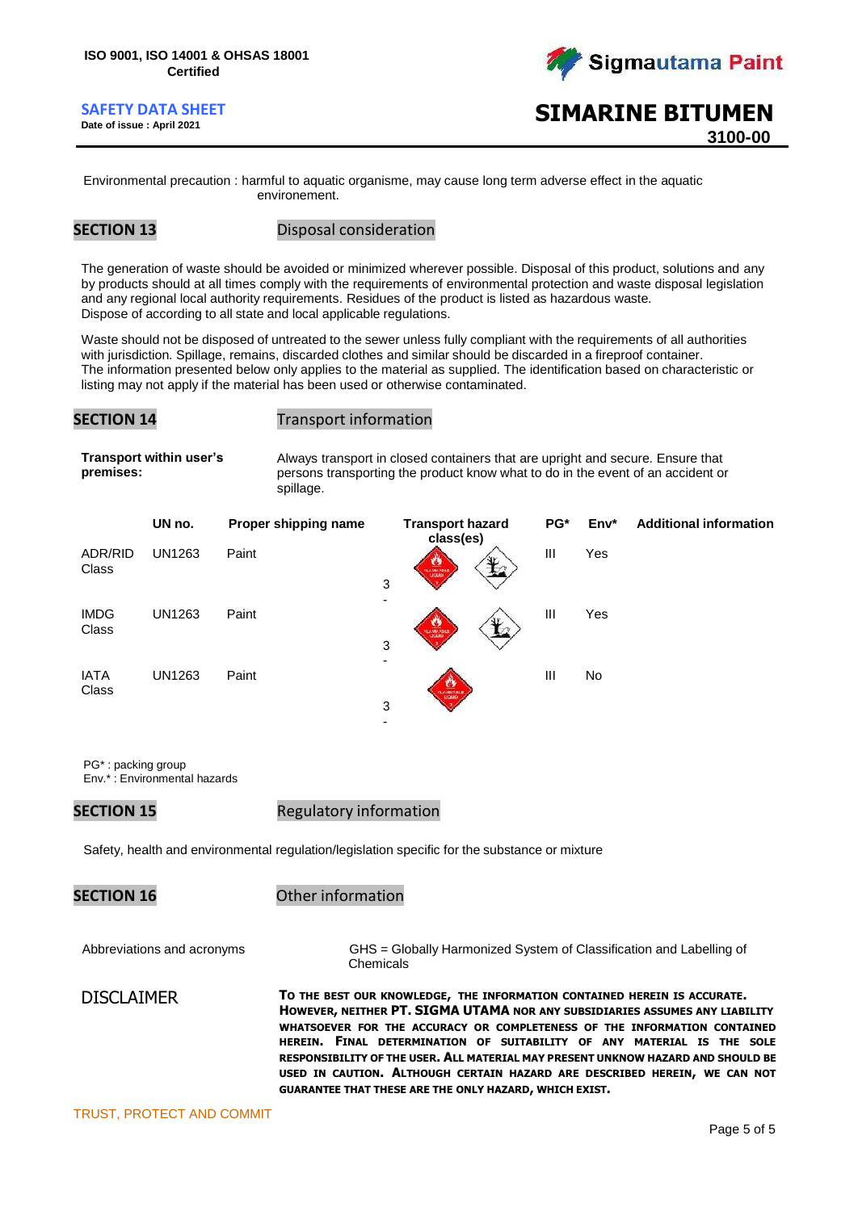Environmental precaution : harmful to aquatic organisme, may cause long term adverse effect in the aquatic environement.

## SECTION 13 Disposal consideration

The generation of waste should be avoided or minimized wherever possible. Disposal of this product, solutions and any by products should at all times comply with the requirements of environmental protection and waste disposal legislation and any regional local authority requirements. Residues of the product is listed as hazardous waste. Dispose of according to all state and local applicable regulations.

Waste should not be disposed of untreated to the sewer unless fully compliant with the requirements of all authorities with jurisdiction. Spillage, remains, discarded clothes and similar should be discarded in a fireproof container. The information presented below only applies to the material as supplied. The identification based on characteristic or listing may not apply if the material has been used or otherwise contaminated.

## SECTION 14 Transport information

**Transport within user's premises:** Always transport in closed containers that are upright and secure. Ensure that persons transporting the product know what to do in the event of an accident or spillage.

| | UN no. | Proper shipping name | Transport hazard class(es) | PG* | Env* | Additional information |
|---|---|---|---|---|---|---|
| ADR/RID Class | UN1263 | Paint | 3 - | III | Yes | |
| IMDG Class | UN1263 | Paint | 3 - | III | Yes | |
| IATA Class | UN1263 | Paint | 3 - | III | No | |

PG* : packing group
Env.* : Environmental hazards

## SECTION 15 Regulatory information

Safety, health and environmental regulation/legislation specific for the substance or mixture

## SECTION 16 Other information

Abbreviations and acronyms — GHS = Globally Harmonized System of Classification and Labelling of Chemicals

**DISCLAIMER**

**TO THE BEST OUR KNOWLEDGE, THE INFORMATION CONTAINED HEREIN IS ACCURATE. HOWEVER, NEITHER PT. SIGMA UTAMA NOR ANY SUBSIDIARIES ASSUMES ANY LIABILITY WHATSOEVER FOR THE ACCURACY OR COMPLETENESS OF THE INFORMATION CONTAINED HEREIN. FINAL DETERMINATION OF SUITABILITY OF ANY MATERIAL IS THE SOLE RESPONSIBILITY OF THE USER. ALL MATERIAL MAY PRESENT UNKNOW HAZARD AND SHOULD BE USED IN CAUTION. ALTHOUGH CERTAIN HAZARD ARE DESCRIBED HEREIN, WE CAN NOT GUARANTEE THAT THESE ARE THE ONLY HAZARD, WHICH EXIST.**